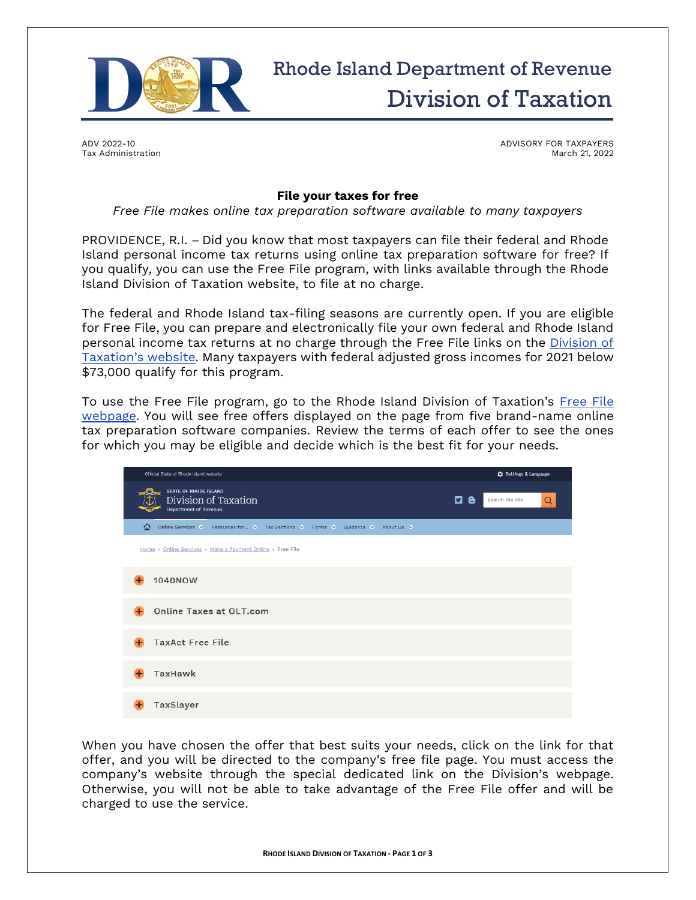# Rhode Island Department of Revenue
## Division of Taxation

ADV 2022-10
Tax Administration

ADVISORY FOR TAXPAYERS
March 21, 2022

**File your taxes for free**

*Free File makes online tax preparation software available to many taxpayers*

PROVIDENCE, R.I. – Did you know that most taxpayers can file their federal and Rhode Island personal income tax returns using online tax preparation software for free? If you qualify, you can use the Free File program, with links available through the Rhode Island Division of Taxation website, to file at no charge.

The federal and Rhode Island tax-filing seasons are currently open. If you are eligible for Free File, you can prepare and electronically file your own federal and Rhode Island personal income tax returns at no charge through the Free File links on the Division of Taxation's website. Many taxpayers with federal adjusted gross incomes for 2021 below $73,000 qualify for this program.

To use the Free File program, go to the Rhode Island Division of Taxation's Free File webpage. You will see free offers displayed on the page from five brand-name online tax preparation software companies. Review the terms of each offer to see the ones for which you may be eligible and decide which is the best fit for your needs.

- 1040NOW
- Online Taxes at OLT.com
- TaxAct Free File
- TaxHawk
- TaxSlayer

When you have chosen the offer that best suits your needs, click on the link for that offer, and you will be directed to the company's free file page. You must access the company's website through the special dedicated link on the Division's webpage. Otherwise, you will not be able to take advantage of the Free File offer and will be charged to use the service.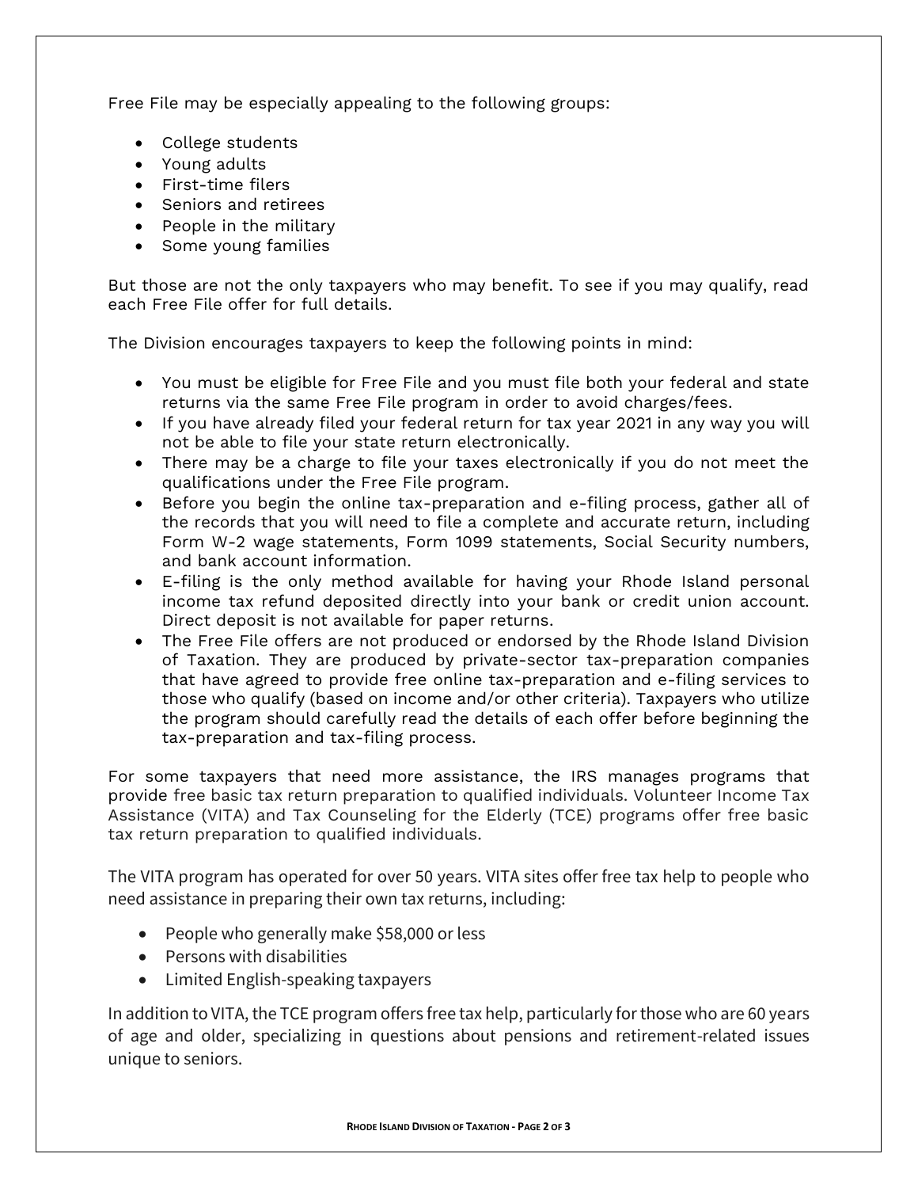Free File may be especially appealing to the following groups:

- College students
- Young adults
- First-time filers
- Seniors and retirees
- People in the military
- Some young families

But those are not the only taxpayers who may benefit. To see if you may qualify, read each Free File offer for full details.

The Division encourages taxpayers to keep the following points in mind:

- You must be eligible for Free File and you must file both your federal and state returns via the same Free File program in order to avoid charges/fees.
- If you have already filed your federal return for tax year 2021 in any way you will not be able to file your state return electronically.
- There may be a charge to file your taxes electronically if you do not meet the qualifications under the Free File program.
- Before you begin the online tax-preparation and e-filing process, gather all of the records that you will need to file a complete and accurate return, including Form W-2 wage statements, Form 1099 statements, Social Security numbers, and bank account information.
- E-filing is the only method available for having your Rhode Island personal income tax refund deposited directly into your bank or credit union account. Direct deposit is not available for paper returns.
- The Free File offers are not produced or endorsed by the Rhode Island Division of Taxation. They are produced by private-sector tax-preparation companies that have agreed to provide free online tax-preparation and e-filing services to those who qualify (based on income and/or other criteria). Taxpayers who utilize the program should carefully read the details of each offer before beginning the tax-preparation and tax-filing process.

For some taxpayers that need more assistance, the IRS manages programs that provide free basic tax return preparation to qualified individuals. Volunteer Income Tax Assistance (VITA) and Tax Counseling for the Elderly (TCE) programs offer free basic tax return preparation to qualified individuals.

The VITA program has operated for over 50 years. VITA sites offer free tax help to people who need assistance in preparing their own tax returns, including:

- People who generally make $58,000 or less
- Persons with disabilities
- Limited English-speaking taxpayers

In addition to VITA, the TCE program offers free tax help, particularly for those who are 60 years of age and older, specializing in questions about pensions and retirement-related issues unique to seniors.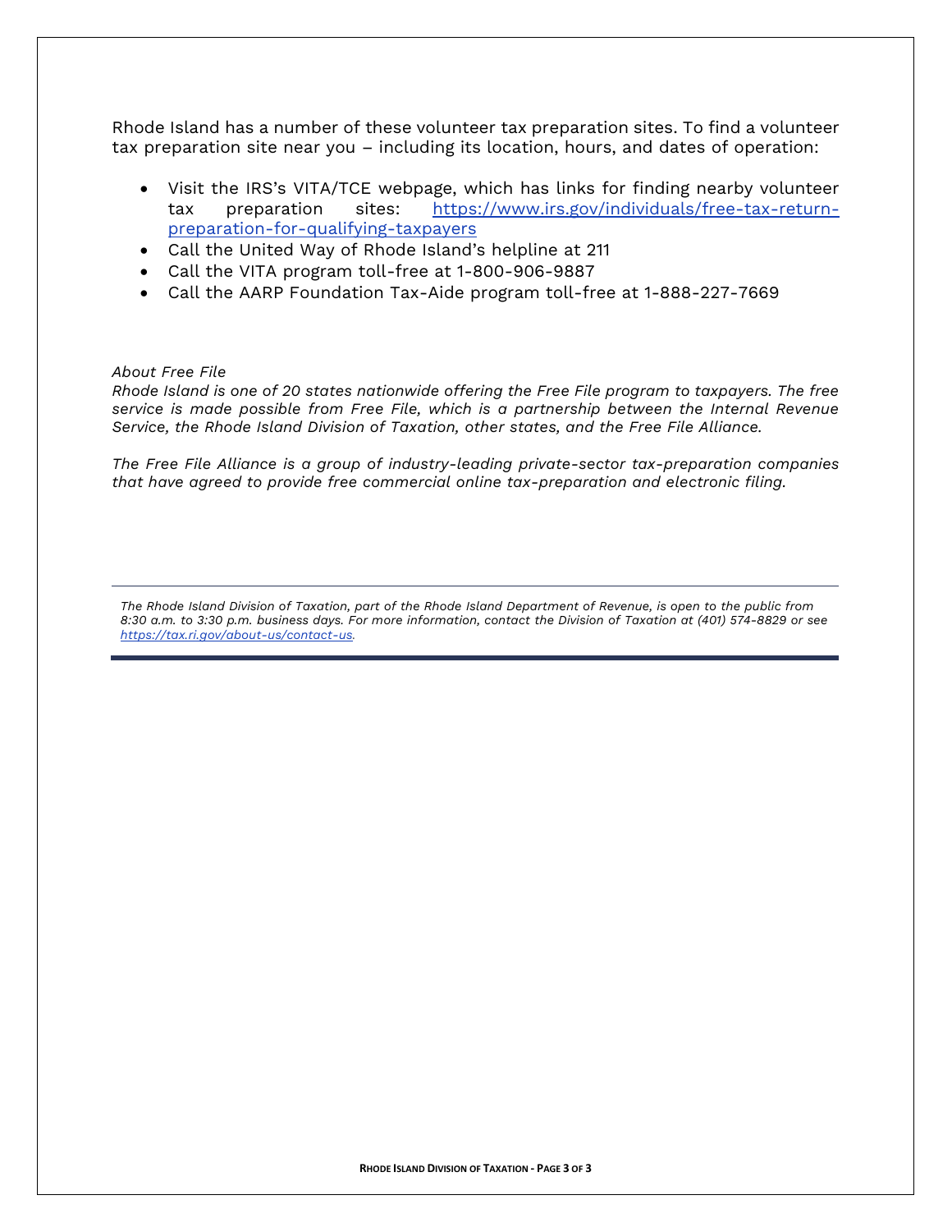Rhode Island has a number of these volunteer tax preparation sites. To find a volunteer tax preparation site near you – including its location, hours, and dates of operation:

- Visit the IRS's VITA/TCE webpage, which has links for finding nearby volunteer tax preparation sites: https://www.irs.gov/individuals/free-tax-return-preparation-for-qualifying-taxpayers
- Call the United Way of Rhode Island's helpline at 211
- Call the VITA program toll-free at 1-800-906-9887
- Call the AARP Foundation Tax-Aide program toll-free at 1-888-227-7669

*About Free File*

*Rhode Island is one of 20 states nationwide offering the Free File program to taxpayers. The free service is made possible from Free File, which is a partnership between the Internal Revenue Service, the Rhode Island Division of Taxation, other states, and the Free File Alliance.*

*The Free File Alliance is a group of industry-leading private-sector tax-preparation companies that have agreed to provide free commercial online tax-preparation and electronic filing.*

---

*The Rhode Island Division of Taxation, part of the Rhode Island Department of Revenue, is open to the public from 8:30 a.m. to 3:30 p.m. business days. For more information, contact the Division of Taxation at (401) 574-8829 or see https://tax.ri.gov/about-us/contact-us.*